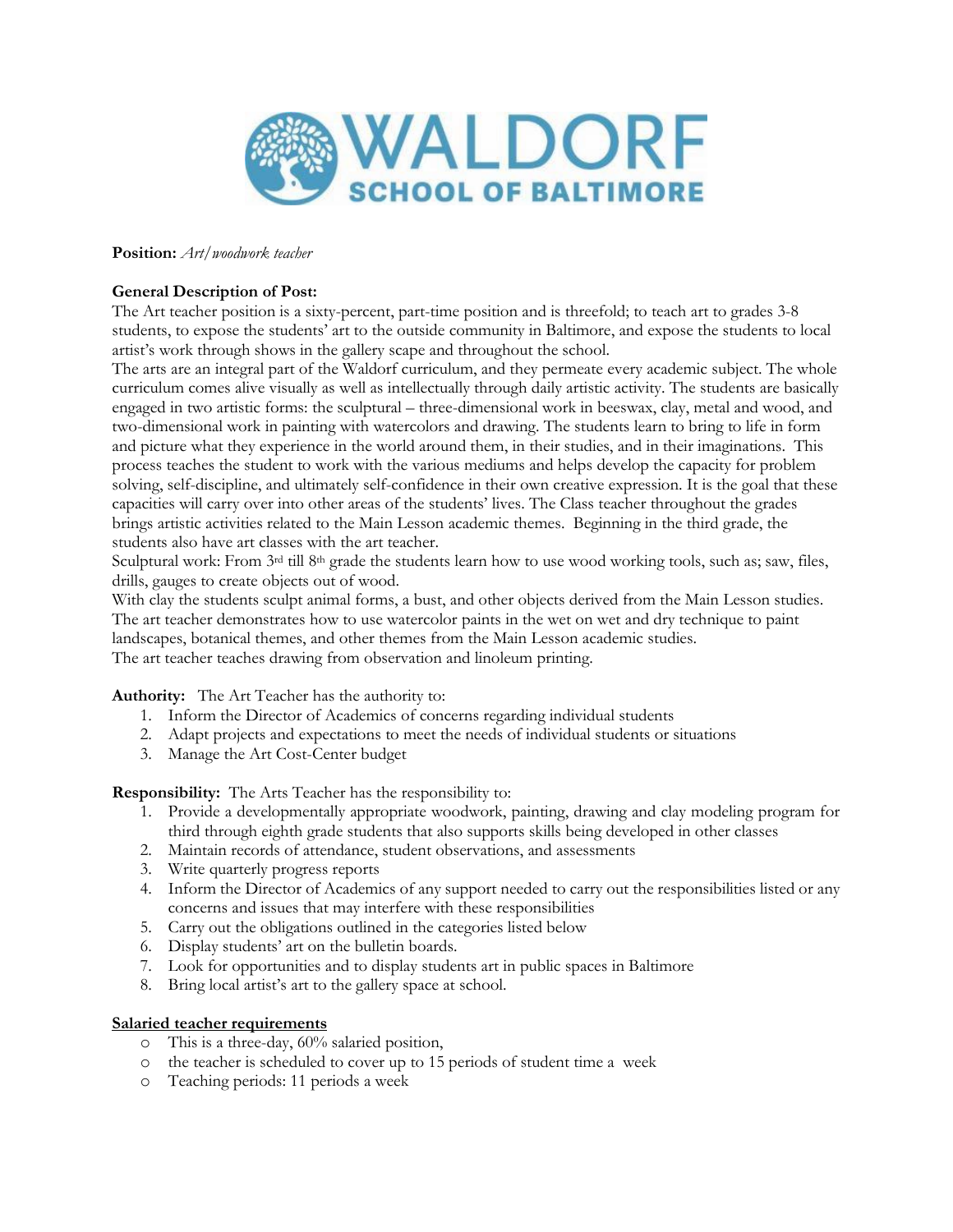**Position:** *Art/woodwork teacher*

**General Description of Post:**
The Art teacher position is a sixty-percent, part-time position and is threefold; to teach art to grades 3-8 students, to expose the students' art to the outside community in Baltimore, and expose the students to local artist's work through shows in the gallery scape and throughout the school.
The arts are an integral part of the Waldorf curriculum, and they permeate every academic subject. The whole curriculum comes alive visually as well as intellectually through daily artistic activity. The students are basically engaged in two artistic forms: the sculptural – three-dimensional work in beeswax, clay, metal and wood, and two-dimensional work in painting with watercolors and drawing. The students learn to bring to life in form and picture what they experience in the world around them, in their studies, and in their imaginations. This process teaches the student to work with the various mediums and helps develop the capacity for problem solving, self-discipline, and ultimately self-confidence in their own creative expression. It is the goal that these capacities will carry over into other areas of the students' lives. The Class teacher throughout the grades brings artistic activities related to the Main Lesson academic themes. Beginning in the third grade, the students also have art classes with the art teacher.
Sculptural work: From 3rd till 8th grade the students learn how to use wood working tools, such as; saw, files, drills, gauges to create objects out of wood.
With clay the students sculpt animal forms, a bust, and other objects derived from the Main Lesson studies.
The art teacher demonstrates how to use watercolor paints in the wet on wet and dry technique to paint landscapes, botanical themes, and other themes from the Main Lesson academic studies.
The art teacher teaches drawing from observation and linoleum printing.

**Authority:** The Art Teacher has the authority to:

1. Inform the Director of Academics of concerns regarding individual students
2. Adapt projects and expectations to meet the needs of individual students or situations
3. Manage the Art Cost-Center budget

**Responsibility:** The Arts Teacher has the responsibility to:

1. Provide a developmentally appropriate woodwork, painting, drawing and clay modeling program for third through eighth grade students that also supports skills being developed in other classes
2. Maintain records of attendance, student observations, and assessments
3. Write quarterly progress reports
4. Inform the Director of Academics of any support needed to carry out the responsibilities listed or any concerns and issues that may interfere with these responsibilities
5. Carry out the obligations outlined in the categories listed below
6. Display students' art on the bulletin boards.
7. Look for opportunities and to display students art in public spaces in Baltimore
8. Bring local artist's art to the gallery space at school.

**Salaried teacher requirements**

- This is a three-day, 60% salaried position,
- the teacher is scheduled to cover up to 15 periods of student time a week
- Teaching periods: 11 periods a week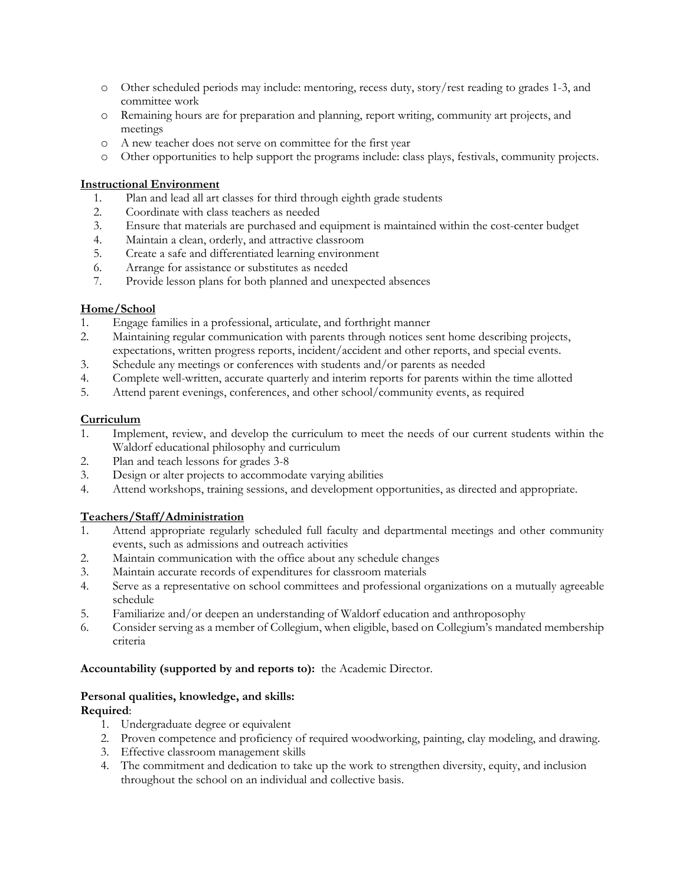- Other scheduled periods may include: mentoring, recess duty, story/rest reading to grades 1-3, and committee work
- Remaining hours are for preparation and planning, report writing, community art projects, and meetings
- A new teacher does not serve on committee for the first year
- Other opportunities to help support the programs include: class plays, festivals, community projects.

**Instructional Environment**

1. Plan and lead all art classes for third through eighth grade students
2. Coordinate with class teachers as needed
3. Ensure that materials are purchased and equipment is maintained within the cost-center budget
4. Maintain a clean, orderly, and attractive classroom
5. Create a safe and differentiated learning environment
6. Arrange for assistance or substitutes as needed
7. Provide lesson plans for both planned and unexpected absences

**Home/School**

1. Engage families in a professional, articulate, and forthright manner
2. Maintaining regular communication with parents through notices sent home describing projects, expectations, written progress reports, incident/accident and other reports, and special events.
3. Schedule any meetings or conferences with students and/or parents as needed
4. Complete well-written, accurate quarterly and interim reports for parents within the time allotted
5. Attend parent evenings, conferences, and other school/community events, as required

**Curriculum**

1. Implement, review, and develop the curriculum to meet the needs of our current students within the Waldorf educational philosophy and curriculum
2. Plan and teach lessons for grades 3-8
3. Design or alter projects to accommodate varying abilities
4. Attend workshops, training sessions, and development opportunities, as directed and appropriate.

**Teachers/Staff/Administration**

1. Attend appropriate regularly scheduled full faculty and departmental meetings and other community events, such as admissions and outreach activities
2. Maintain communication with the office about any schedule changes
3. Maintain accurate records of expenditures for classroom materials
4. Serve as a representative on school committees and professional organizations on a mutually agreeable schedule
5. Familiarize and/or deepen an understanding of Waldorf education and anthroposophy
6. Consider serving as a member of Collegium, when eligible, based on Collegium's mandated membership criteria

**Accountability (supported by and reports to):** the Academic Director.

**Personal qualities, knowledge, and skills:**

**Required**:

1. Undergraduate degree or equivalent
2. Proven competence and proficiency of required woodworking, painting, clay modeling, and drawing.
3. Effective classroom management skills
4. The commitment and dedication to take up the work to strengthen diversity, equity, and inclusion throughout the school on an individual and collective basis.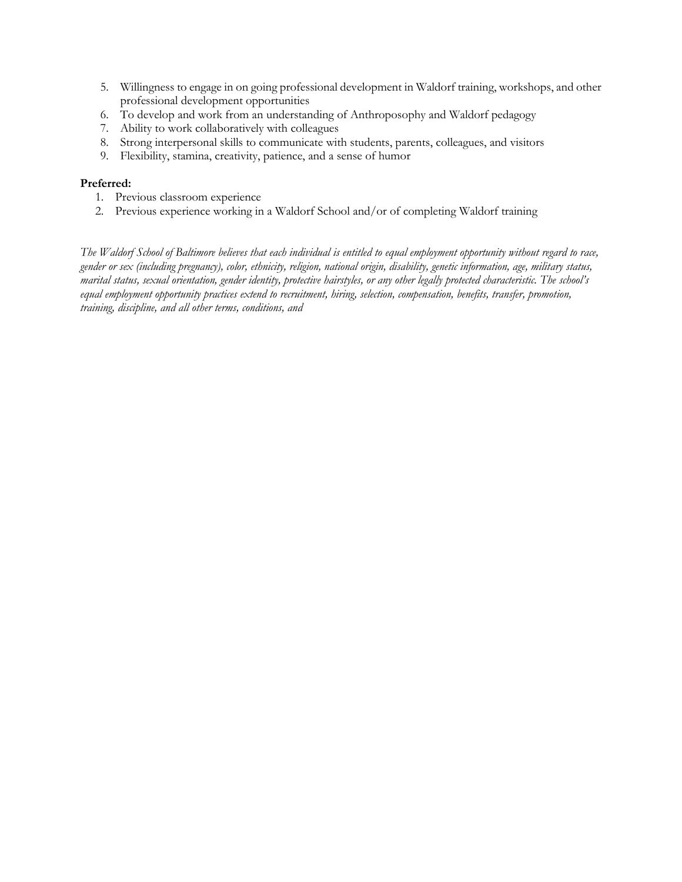5. Willingness to engage in on going professional development in Waldorf training, workshops, and other professional development opportunities
6. To develop and work from an understanding of Anthroposophy and Waldorf pedagogy
7. Ability to work collaboratively with colleagues
8. Strong interpersonal skills to communicate with students, parents, colleagues, and visitors
9. Flexibility, stamina, creativity, patience, and a sense of humor

**Preferred:**

1. Previous classroom experience
2. Previous experience working in a Waldorf School and/or of completing Waldorf training

*The Waldorf School of Baltimore believes that each individual is entitled to equal employment opportunity without regard to race, gender or sex (including pregnancy), color, ethnicity, religion, national origin, disability, genetic information, age, military status, marital status, sexual orientation, gender identity, protective hairstyles, or any other legally protected characteristic. The school's equal employment opportunity practices extend to recruitment, hiring, selection, compensation, benefits, transfer, promotion, training, discipline, and all other terms, conditions, and*